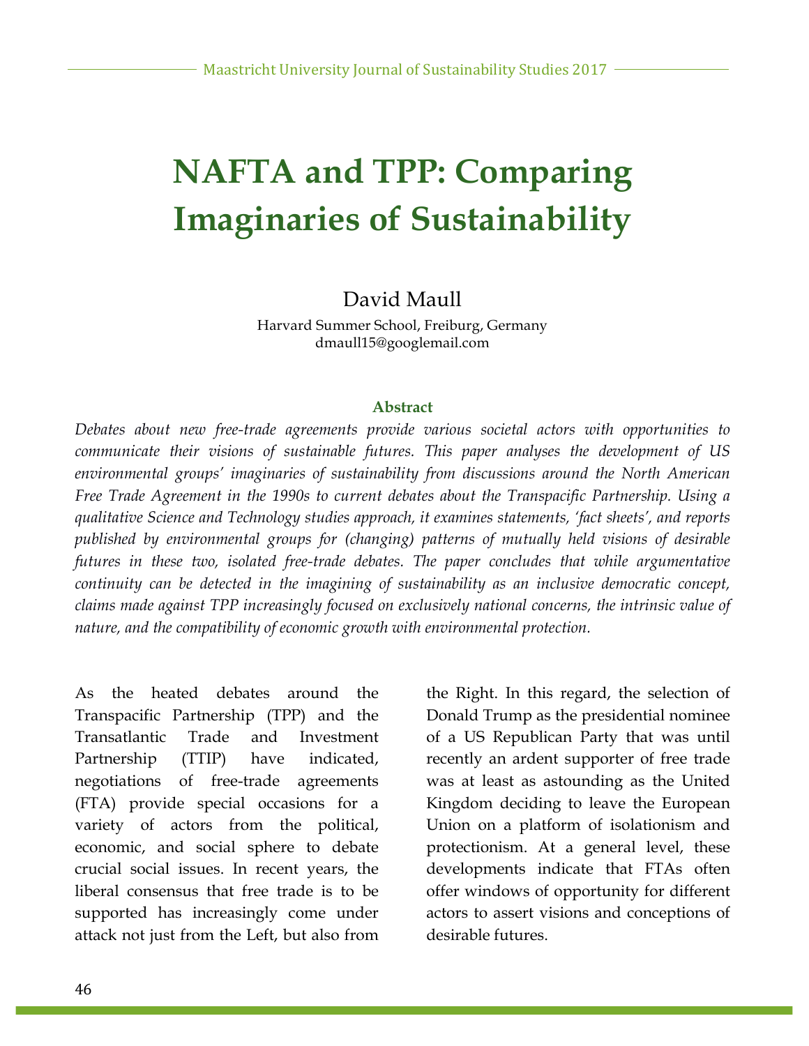# NAFTA and TPP: Comparing Imaginaries of Sustainability

David Maull

Harvard Summer School, Freiburg, Germany
dmaull15@googlemail.com

### Abstract

*Debates about new free-trade agreements provide various societal actors with opportunities to communicate their visions of sustainable futures. This paper analyses the development of US environmental groups' imaginaries of sustainability from discussions around the North American Free Trade Agreement in the 1990s to current debates about the Transpacific Partnership. Using a qualitative Science and Technology studies approach, it examines statements, 'fact sheets', and reports published by environmental groups for (changing) patterns of mutually held visions of desirable futures in these two, isolated free-trade debates. The paper concludes that while argumentative continuity can be detected in the imagining of sustainability as an inclusive democratic concept, claims made against TPP increasingly focused on exclusively national concerns, the intrinsic value of nature, and the compatibility of economic growth with environmental protection.*

As the heated debates around the Transpacific Partnership (TPP) and the Transatlantic Trade and Investment Partnership (TTIP) have indicated, negotiations of free-trade agreements (FTA) provide special occasions for a variety of actors from the political, economic, and social sphere to debate crucial social issues. In recent years, the liberal consensus that free trade is to be supported has increasingly come under attack not just from the Left, but also from the Right. In this regard, the selection of Donald Trump as the presidential nominee of a US Republican Party that was until recently an ardent supporter of free trade was at least as astounding as the United Kingdom deciding to leave the European Union on a platform of isolationism and protectionism. At a general level, these developments indicate that FTAs often offer windows of opportunity for different actors to assert visions and conceptions of desirable futures.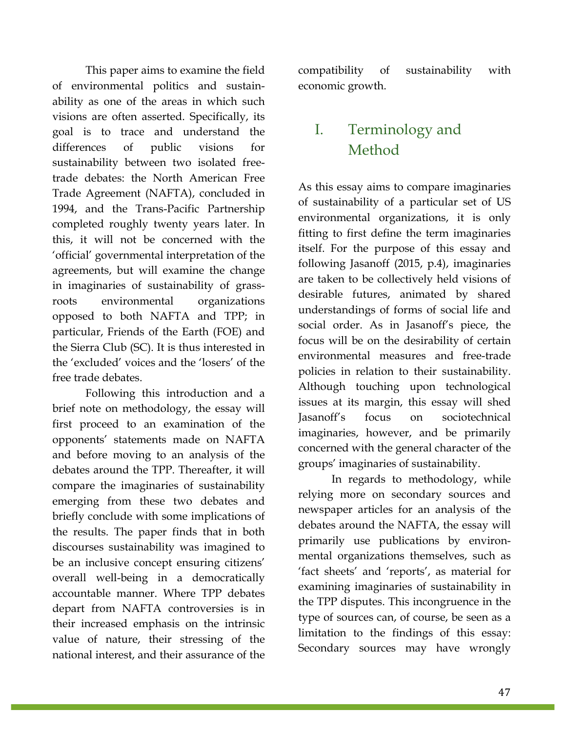This paper aims to examine the field of environmental politics and sustainability as one of the areas in which such visions are often asserted. Specifically, its goal is to trace and understand the differences of public visions for sustainability between two isolated free-trade debates: the North American Free Trade Agreement (NAFTA), concluded in 1994, and the Trans-Pacific Partnership completed roughly twenty years later. In this, it will not be concerned with the 'official' governmental interpretation of the agreements, but will examine the change in imaginaries of sustainability of grass-roots environmental organizations opposed to both NAFTA and TPP; in particular, Friends of the Earth (FOE) and the Sierra Club (SC). It is thus interested in the 'excluded' voices and the 'losers' of the free trade debates.

Following this introduction and a brief note on methodology, the essay will first proceed to an examination of the opponents' statements made on NAFTA and before moving to an analysis of the debates around the TPP. Thereafter, it will compare the imaginaries of sustainability emerging from these two debates and briefly conclude with some implications of the results. The paper finds that in both discourses sustainability was imagined to be an inclusive concept ensuring citizens' overall well-being in a democratically accountable manner. Where TPP debates depart from NAFTA controversies is in their increased emphasis on the intrinsic value of nature, their stressing of the national interest, and their assurance of the compatibility of sustainability with economic growth.

# I. Terminology and Method

As this essay aims to compare imaginaries of sustainability of a particular set of US environmental organizations, it is only fitting to first define the term imaginaries itself. For the purpose of this essay and following Jasanoff (2015, p.4), imaginaries are taken to be collectively held visions of desirable futures, animated by shared understandings of forms of social life and social order. As in Jasanoff's piece, the focus will be on the desirability of certain environmental measures and free-trade policies in relation to their sustainability. Although touching upon technological issues at its margin, this essay will shed Jasanoff's focus on sociotechnical imaginaries, however, and be primarily concerned with the general character of the groups' imaginaries of sustainability.

In regards to methodology, while relying more on secondary sources and newspaper articles for an analysis of the debates around the NAFTA, the essay will primarily use publications by environmental organizations themselves, such as 'fact sheets' and 'reports', as material for examining imaginaries of sustainability in the TPP disputes. This incongruence in the type of sources can, of course, be seen as a limitation to the findings of this essay: Secondary sources may have wrongly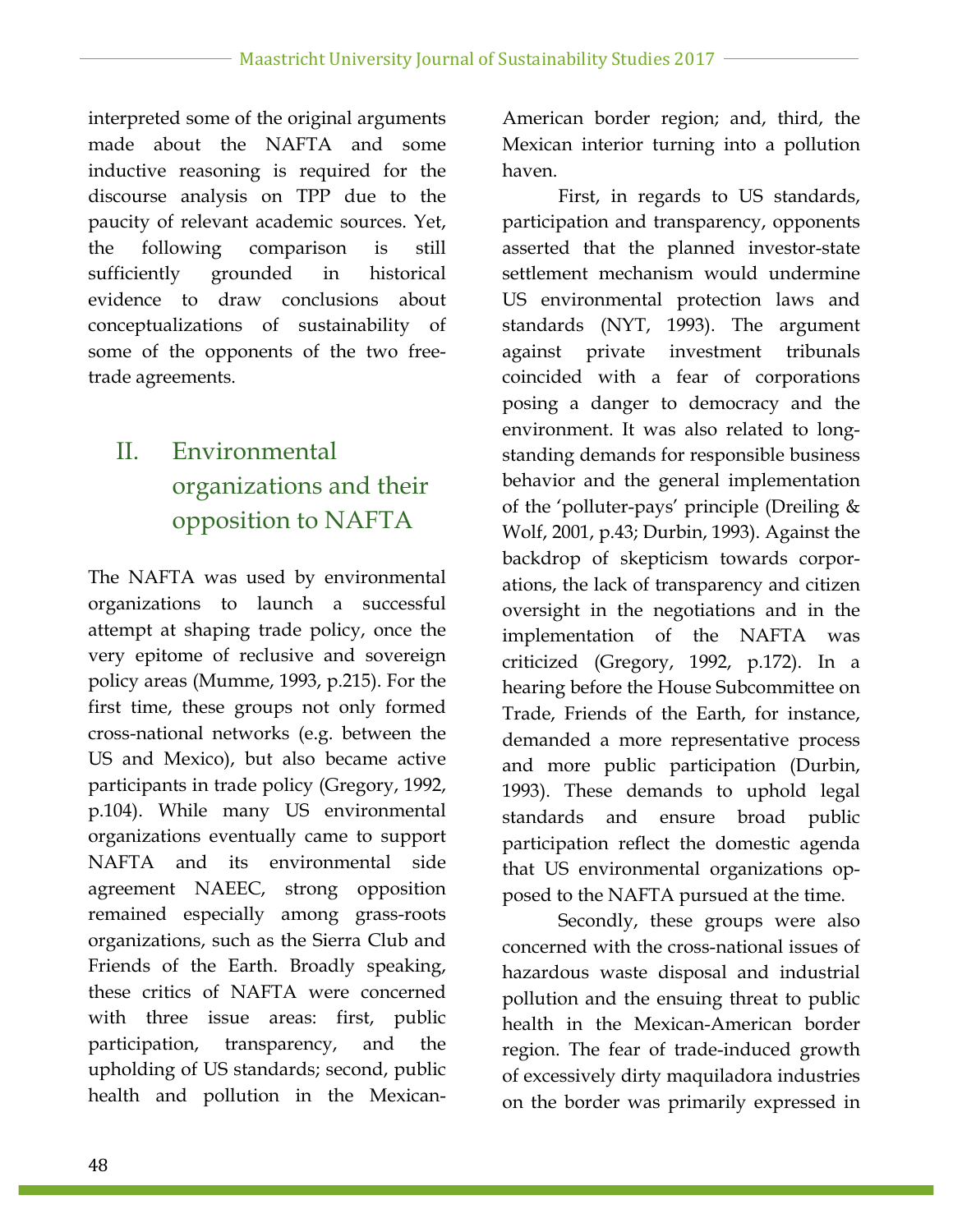interpreted some of the original arguments made about the NAFTA and some inductive reasoning is required for the discourse analysis on TPP due to the paucity of relevant academic sources. Yet, the following comparison is still sufficiently grounded in historical evidence to draw conclusions about conceptualizations of sustainability of some of the opponents of the two free-trade agreements.

## II. Environmental organizations and their opposition to NAFTA

The NAFTA was used by environmental organizations to launch a successful attempt at shaping trade policy, once the very epitome of reclusive and sovereign policy areas (Mumme, 1993, p.215). For the first time, these groups not only formed cross-national networks (e.g. between the US and Mexico), but also became active participants in trade policy (Gregory, 1992, p.104). While many US environmental organizations eventually came to support NAFTA and its environmental side agreement NAEEC, strong opposition remained especially among grass-roots organizations, such as the Sierra Club and Friends of the Earth. Broadly speaking, these critics of NAFTA were concerned with three issue areas: first, public participation, transparency, and the upholding of US standards; second, public health and pollution in the Mexican-American border region; and, third, the Mexican interior turning into a pollution haven.

First, in regards to US standards, participation and transparency, opponents asserted that the planned investor-state settlement mechanism would undermine US environmental protection laws and standards (NYT, 1993). The argument against private investment tribunals coincided with a fear of corporations posing a danger to democracy and the environment. It was also related to long-standing demands for responsible business behavior and the general implementation of the 'polluter-pays' principle (Dreiling & Wolf, 2001, p.43; Durbin, 1993). Against the backdrop of skepticism towards corporations, the lack of transparency and citizen oversight in the negotiations and in the implementation of the NAFTA was criticized (Gregory, 1992, p.172). In a hearing before the House Subcommittee on Trade, Friends of the Earth, for instance, demanded a more representative process and more public participation (Durbin, 1993). These demands to uphold legal standards and ensure broad public participation reflect the domestic agenda that US environmental organizations opposed to the NAFTA pursued at the time.

Secondly, these groups were also concerned with the cross-national issues of hazardous waste disposal and industrial pollution and the ensuing threat to public health in the Mexican-American border region. The fear of trade-induced growth of excessively dirty maquiladora industries on the border was primarily expressed in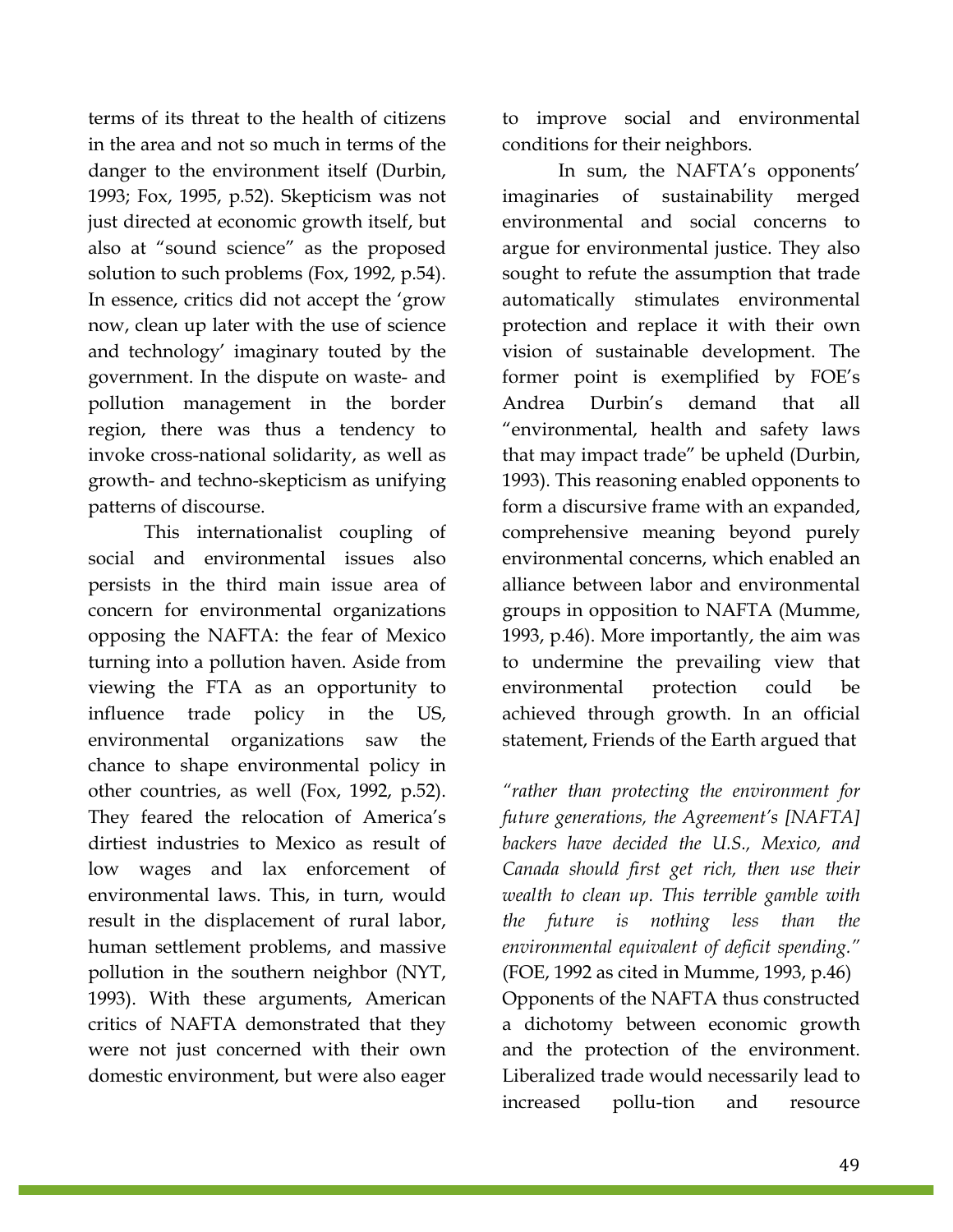terms of its threat to the health of citizens in the area and not so much in terms of the danger to the environment itself (Durbin, 1993; Fox, 1995, p.52). Skepticism was not just directed at economic growth itself, but also at "sound science" as the proposed solution to such problems (Fox, 1992, p.54). In essence, critics did not accept the 'grow now, clean up later with the use of science and technology' imaginary touted by the government. In the dispute on waste- and pollution management in the border region, there was thus a tendency to invoke cross-national solidarity, as well as growth- and techno-skepticism as unifying patterns of discourse.

This internationalist coupling of social and environmental issues also persists in the third main issue area of concern for environmental organizations opposing the NAFTA: the fear of Mexico turning into a pollution haven. Aside from viewing the FTA as an opportunity to influence trade policy in the US, environmental organizations saw the chance to shape environmental policy in other countries, as well (Fox, 1992, p.52). They feared the relocation of America's dirtiest industries to Mexico as result of low wages and lax enforcement of environmental laws. This, in turn, would result in the displacement of rural labor, human settlement problems, and massive pollution in the southern neighbor (NYT, 1993). With these arguments, American critics of NAFTA demonstrated that they were not just concerned with their own domestic environment, but were also eager to improve social and environmental conditions for their neighbors.

In sum, the NAFTA's opponents' imaginaries of sustainability merged environmental and social concerns to argue for environmental justice. They also sought to refute the assumption that trade automatically stimulates environmental protection and replace it with their own vision of sustainable development. The former point is exemplified by FOE's Andrea Durbin's demand that all "environmental, health and safety laws that may impact trade" be upheld (Durbin, 1993). This reasoning enabled opponents to form a discursive frame with an expanded, comprehensive meaning beyond purely environmental concerns, which enabled an alliance between labor and environmental groups in opposition to NAFTA (Mumme, 1993, p.46). More importantly, the aim was to undermine the prevailing view that environmental protection could be achieved through growth. In an official statement, Friends of the Earth argued that

*"rather than protecting the environment for future generations, the Agreement's [NAFTA] backers have decided the U.S., Mexico, and Canada should first get rich, then use their wealth to clean up. This terrible gamble with the future is nothing less than the environmental equivalent of deficit spending."* (FOE, 1992 as cited in Mumme, 1993, p.46)

Opponents of the NAFTA thus constructed a dichotomy between economic growth and the protection of the environment. Liberalized trade would necessarily lead to increased pollu-tion and resource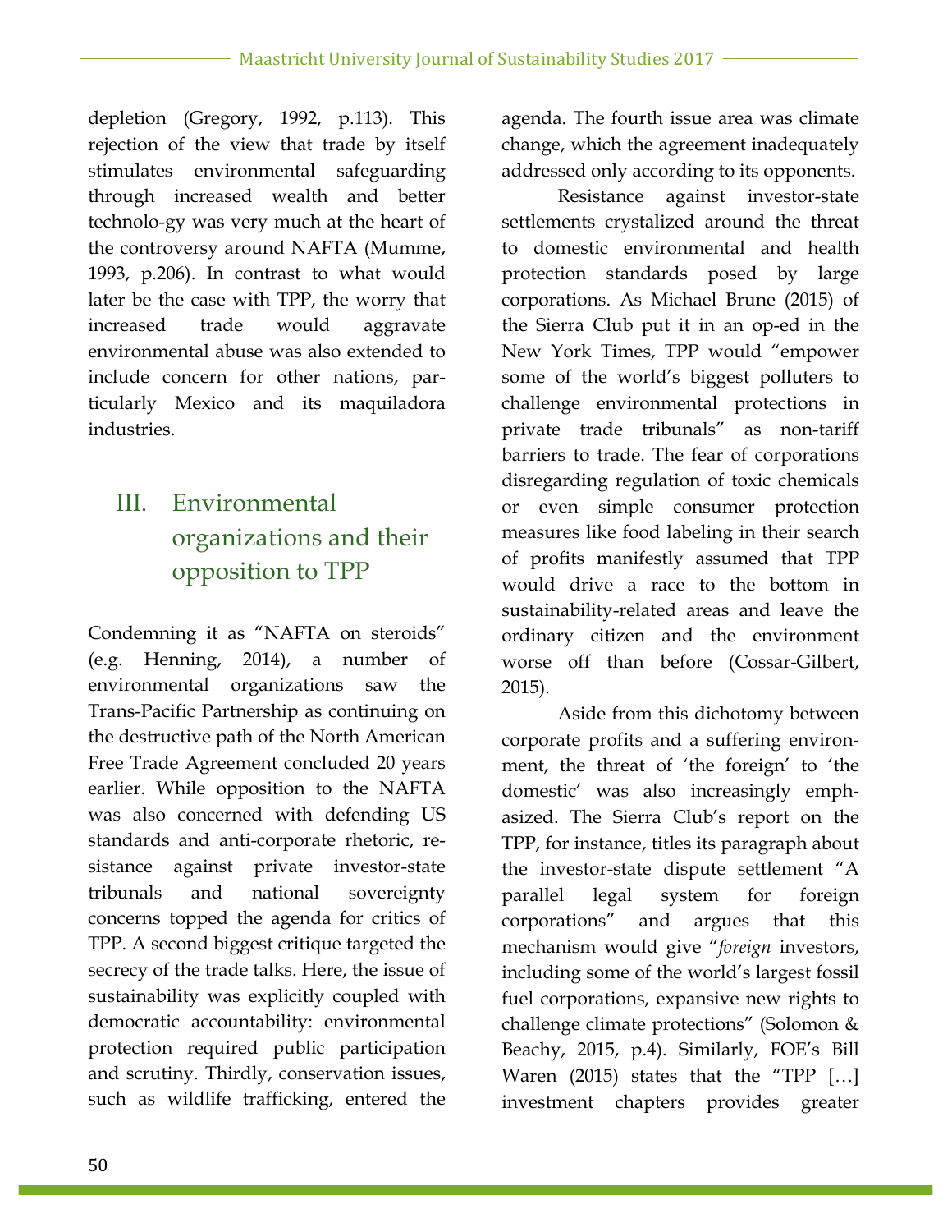depletion (Gregory, 1992, p.113). This rejection of the view that trade by itself stimulates environmental safeguarding through increased wealth and better technolo-gy was very much at the heart of the controversy around NAFTA (Mumme, 1993, p.206). In contrast to what would later be the case with TPP, the worry that increased trade would aggravate environmental abuse was also extended to include concern for other nations, particularly Mexico and its maquiladora industries.

## III. Environmental organizations and their opposition to TPP

Condemning it as "NAFTA on steroids" (e.g. Henning, 2014), a number of environmental organizations saw the Trans-Pacific Partnership as continuing on the destructive path of the North American Free Trade Agreement concluded 20 years earlier. While opposition to the NAFTA was also concerned with defending US standards and anti-corporate rhetoric, resistance against private investor-state tribunals and national sovereignty concerns topped the agenda for critics of TPP. A second biggest critique targeted the secrecy of the trade talks. Here, the issue of sustainability was explicitly coupled with democratic accountability: environmental protection required public participation and scrutiny. Thirdly, conservation issues, such as wildlife trafficking, entered the agenda. The fourth issue area was climate change, which the agreement inadequately addressed only according to its opponents.

Resistance against investor-state settlements crystalized around the threat to domestic environmental and health protection standards posed by large corporations. As Michael Brune (2015) of the Sierra Club put it in an op-ed in the New York Times, TPP would "empower some of the world's biggest polluters to challenge environmental protections in private trade tribunals" as non-tariff barriers to trade. The fear of corporations disregarding regulation of toxic chemicals or even simple consumer protection measures like food labeling in their search of profits manifestly assumed that TPP would drive a race to the bottom in sustainability-related areas and leave the ordinary citizen and the environment worse off than before (Cossar-Gilbert, 2015).

Aside from this dichotomy between corporate profits and a suffering environment, the threat of 'the foreign' to 'the domestic' was also increasingly emphasized. The Sierra Club's report on the TPP, for instance, titles its paragraph about the investor-state dispute settlement "A parallel legal system for foreign corporations" and argues that this mechanism would give "*foreign* investors, including some of the world's largest fossil fuel corporations, expansive new rights to challenge climate protections" (Solomon & Beachy, 2015, p.4). Similarly, FOE's Bill Waren (2015) states that the "TPP […] investment chapters provides greater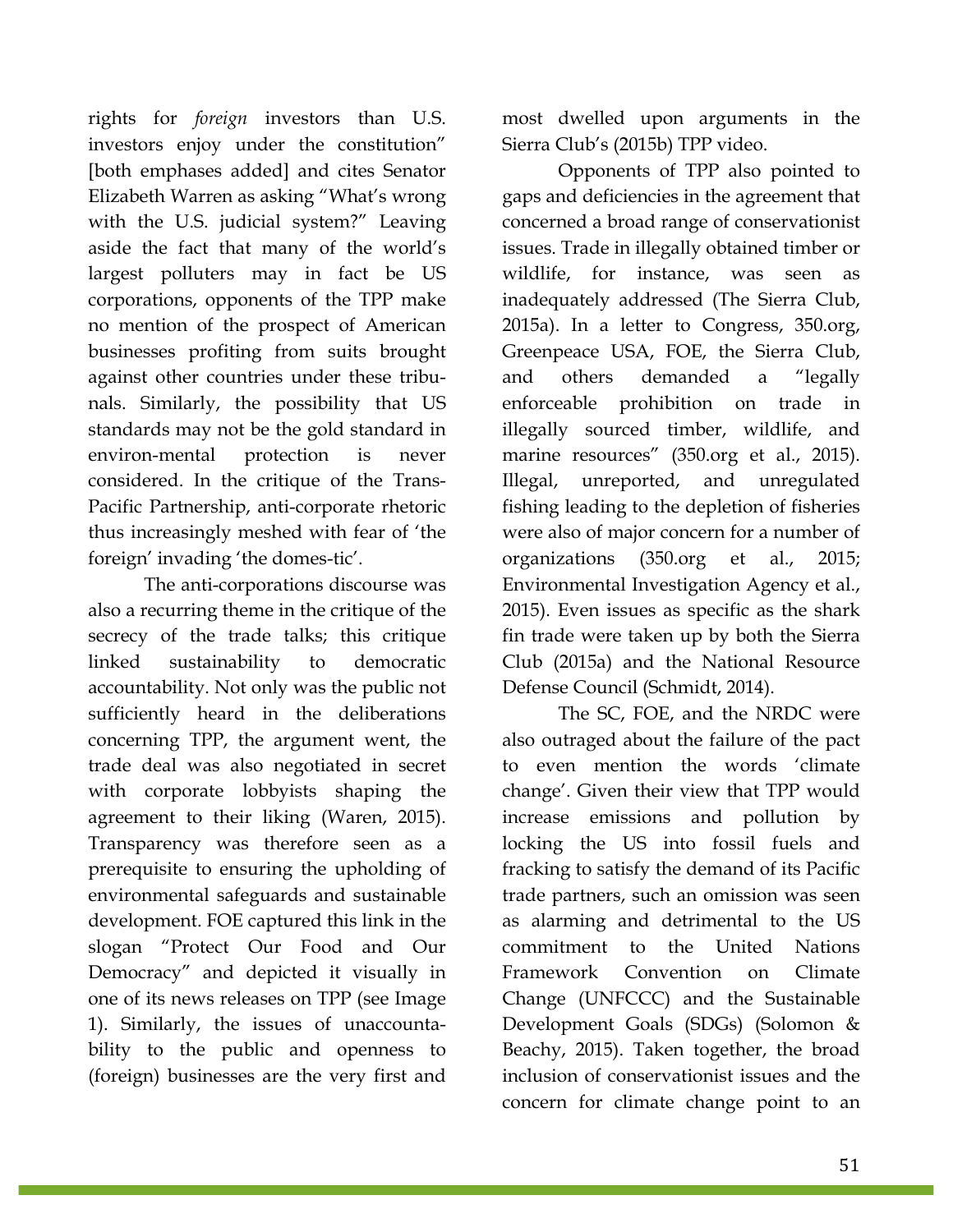rights for *foreign* investors than U.S. investors enjoy under the constitution" [both emphases added] and cites Senator Elizabeth Warren as asking "What's wrong with the U.S. judicial system?" Leaving aside the fact that many of the world's largest polluters may in fact be US corporations, opponents of the TPP make no mention of the prospect of American businesses profiting from suits brought against other countries under these tribunals. Similarly, the possibility that US standards may not be the gold standard in environ-mental protection is never considered. In the critique of the Trans-Pacific Partnership, anti-corporate rhetoric thus increasingly meshed with fear of 'the foreign' invading 'the domes-tic'.

The anti-corporations discourse was also a recurring theme in the critique of the secrecy of the trade talks; this critique linked sustainability to democratic accountability. Not only was the public not sufficiently heard in the deliberations concerning TPP, the argument went, the trade deal was also negotiated in secret with corporate lobbyists shaping the agreement to their liking (Waren, 2015). Transparency was therefore seen as a prerequisite to ensuring the upholding of environmental safeguards and sustainable development. FOE captured this link in the slogan "Protect Our Food and Our Democracy" and depicted it visually in one of its news releases on TPP (see Image 1). Similarly, the issues of unaccountability to the public and openness to (foreign) businesses are the very first and most dwelled upon arguments in the Sierra Club's (2015b) TPP video.

Opponents of TPP also pointed to gaps and deficiencies in the agreement that concerned a broad range of conservationist issues. Trade in illegally obtained timber or wildlife, for instance, was seen as inadequately addressed (The Sierra Club, 2015a). In a letter to Congress, 350.org, Greenpeace USA, FOE, the Sierra Club, and others demanded a "legally enforceable prohibition on trade in illegally sourced timber, wildlife, and marine resources" (350.org et al., 2015). Illegal, unreported, and unregulated fishing leading to the depletion of fisheries were also of major concern for a number of organizations (350.org et al., 2015; Environmental Investigation Agency et al., 2015). Even issues as specific as the shark fin trade were taken up by both the Sierra Club (2015a) and the National Resource Defense Council (Schmidt, 2014).

The SC, FOE, and the NRDC were also outraged about the failure of the pact to even mention the words 'climate change'. Given their view that TPP would increase emissions and pollution by locking the US into fossil fuels and fracking to satisfy the demand of its Pacific trade partners, such an omission was seen as alarming and detrimental to the US commitment to the United Nations Framework Convention on Climate Change (UNFCCC) and the Sustainable Development Goals (SDGs) (Solomon & Beachy, 2015). Taken together, the broad inclusion of conservationist issues and the concern for climate change point to an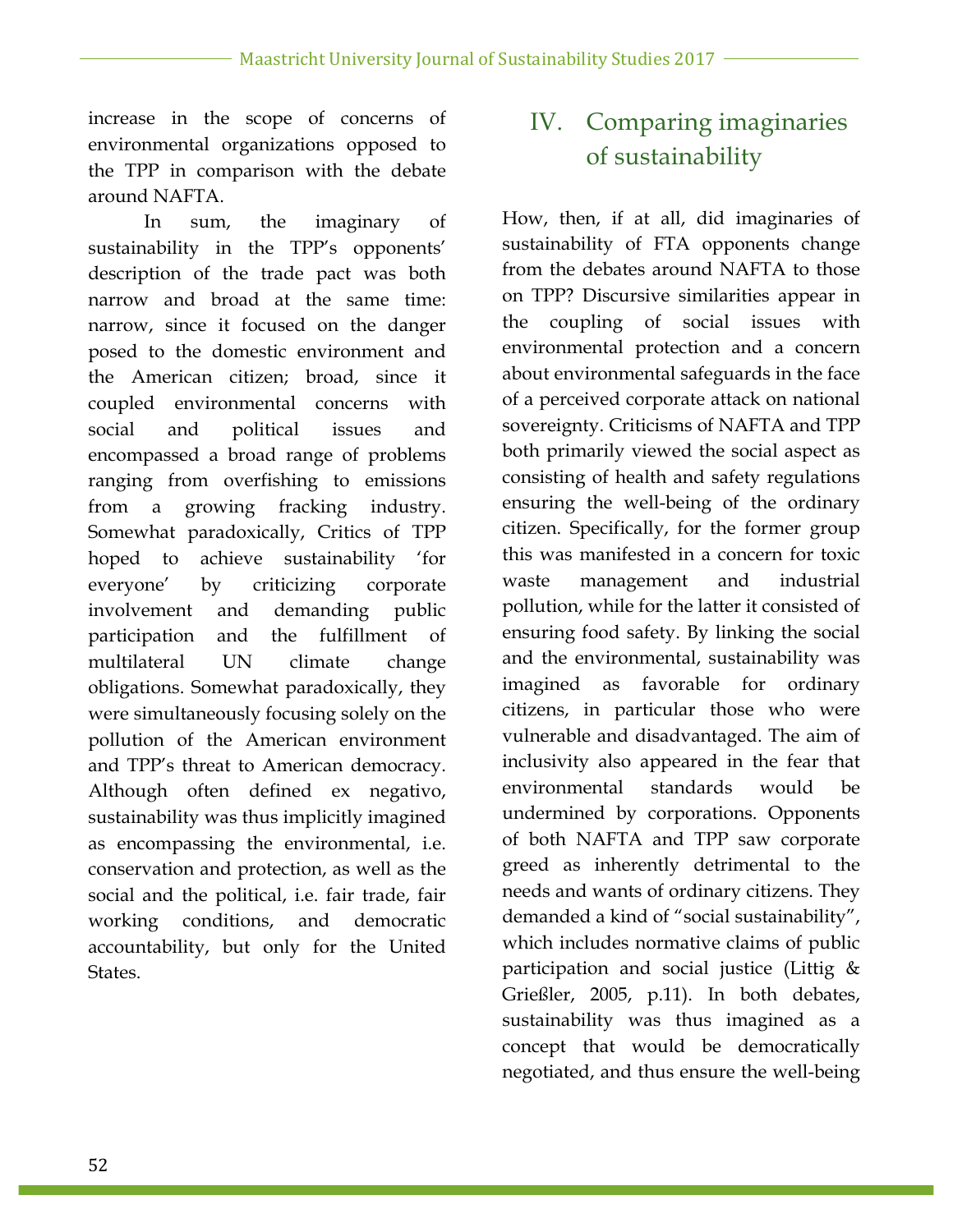increase in the scope of concerns of environmental organizations opposed to the TPP in comparison with the debate around NAFTA.

In sum, the imaginary of sustainability in the TPP's opponents' description of the trade pact was both narrow and broad at the same time: narrow, since it focused on the danger posed to the domestic environment and the American citizen; broad, since it coupled environmental concerns with social and political issues and encompassed a broad range of problems ranging from overfishing to emissions from a growing fracking industry. Somewhat paradoxically, Critics of TPP hoped to achieve sustainability 'for everyone' by criticizing corporate involvement and demanding public participation and the fulfillment of multilateral UN climate change obligations. Somewhat paradoxically, they were simultaneously focusing solely on the pollution of the American environment and TPP's threat to American democracy. Although often defined ex negativo, sustainability was thus implicitly imagined as encompassing the environmental, i.e. conservation and protection, as well as the social and the political, i.e. fair trade, fair working conditions, and democratic accountability, but only for the United States.

# IV. Comparing imaginaries of sustainability

How, then, if at all, did imaginaries of sustainability of FTA opponents change from the debates around NAFTA to those on TPP? Discursive similarities appear in the coupling of social issues with environmental protection and a concern about environmental safeguards in the face of a perceived corporate attack on national sovereignty. Criticisms of NAFTA and TPP both primarily viewed the social aspect as consisting of health and safety regulations ensuring the well-being of the ordinary citizen. Specifically, for the former group this was manifested in a concern for toxic waste management and industrial pollution, while for the latter it consisted of ensuring food safety. By linking the social and the environmental, sustainability was imagined as favorable for ordinary citizens, in particular those who were vulnerable and disadvantaged. The aim of inclusivity also appeared in the fear that environmental standards would be undermined by corporations. Opponents of both NAFTA and TPP saw corporate greed as inherently detrimental to the needs and wants of ordinary citizens. They demanded a kind of "social sustainability", which includes normative claims of public participation and social justice (Littig & Grießler, 2005, p.11). In both debates, sustainability was thus imagined as a concept that would be democratically negotiated, and thus ensure the well-being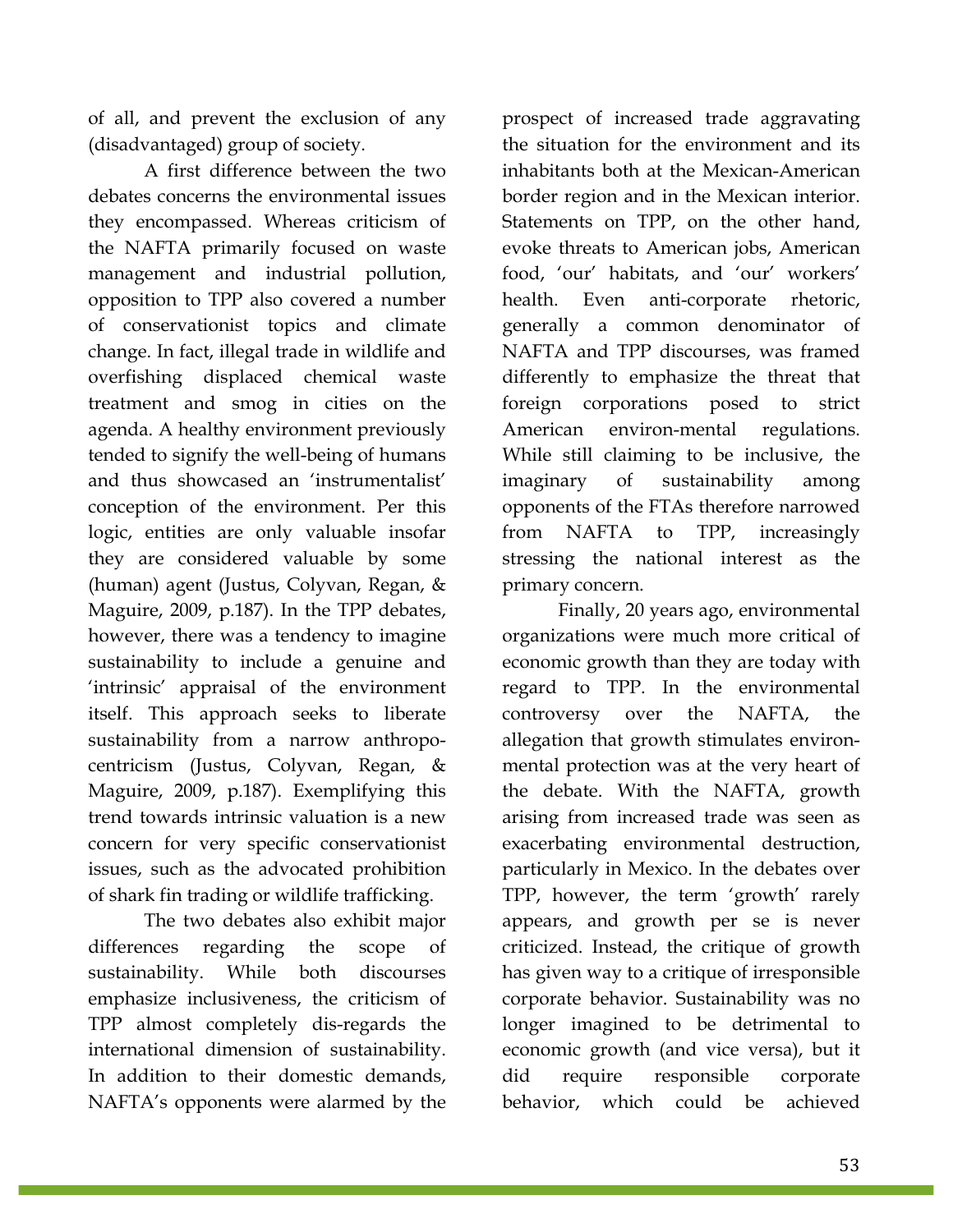of all, and prevent the exclusion of any (disadvantaged) group of society.

A first difference between the two debates concerns the environmental issues they encompassed. Whereas criticism of the NAFTA primarily focused on waste management and industrial pollution, opposition to TPP also covered a number of conservationist topics and climate change. In fact, illegal trade in wildlife and overfishing displaced chemical waste treatment and smog in cities on the agenda. A healthy environment previously tended to signify the well-being of humans and thus showcased an 'instrumentalist' conception of the environment. Per this logic, entities are only valuable insofar they are considered valuable by some (human) agent (Justus, Colyvan, Regan, & Maguire, 2009, p.187). In the TPP debates, however, there was a tendency to imagine sustainability to include a genuine and 'intrinsic' appraisal of the environment itself. This approach seeks to liberate sustainability from a narrow anthropocentricism (Justus, Colyvan, Regan, & Maguire, 2009, p.187). Exemplifying this trend towards intrinsic valuation is a new concern for very specific conservationist issues, such as the advocated prohibition of shark fin trading or wildlife trafficking.

The two debates also exhibit major differences regarding the scope of sustainability. While both discourses emphasize inclusiveness, the criticism of TPP almost completely dis-regards the international dimension of sustainability. In addition to their domestic demands, NAFTA's opponents were alarmed by the prospect of increased trade aggravating the situation for the environment and its inhabitants both at the Mexican-American border region and in the Mexican interior. Statements on TPP, on the other hand, evoke threats to American jobs, American food, 'our' habitats, and 'our' workers' health. Even anti-corporate rhetoric, generally a common denominator of NAFTA and TPP discourses, was framed differently to emphasize the threat that foreign corporations posed to strict American environ-mental regulations. While still claiming to be inclusive, the imaginary of sustainability among opponents of the FTAs therefore narrowed from NAFTA to TPP, increasingly stressing the national interest as the primary concern.

Finally, 20 years ago, environmental organizations were much more critical of economic growth than they are today with regard to TPP. In the environmental controversy over the NAFTA, the allegation that growth stimulates environmental protection was at the very heart of the debate. With the NAFTA, growth arising from increased trade was seen as exacerbating environmental destruction, particularly in Mexico. In the debates over TPP, however, the term 'growth' rarely appears, and growth per se is never criticized. Instead, the critique of growth has given way to a critique of irresponsible corporate behavior. Sustainability was no longer imagined to be detrimental to economic growth (and vice versa), but it did require responsible corporate behavior, which could be achieved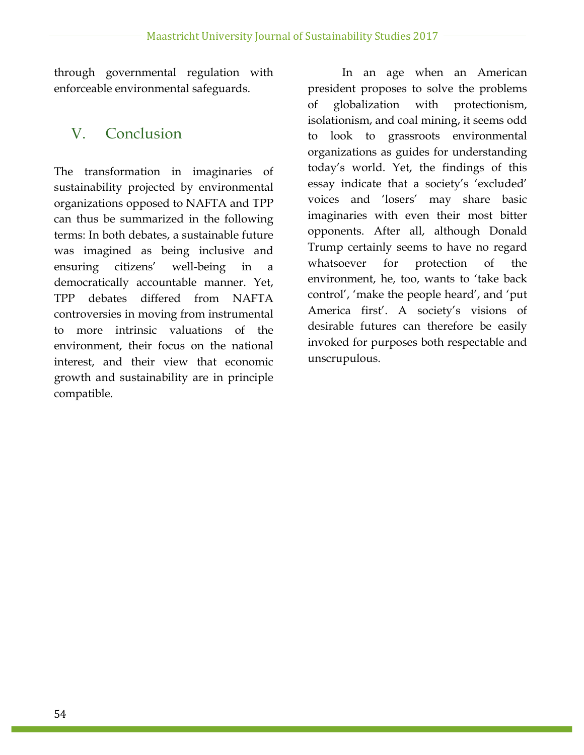through governmental regulation with enforceable environmental safeguards.

## V. Conclusion

The transformation in imaginaries of sustainability projected by environmental organizations opposed to NAFTA and TPP can thus be summarized in the following terms: In both debates, a sustainable future was imagined as being inclusive and ensuring citizens' well-being in a democratically accountable manner. Yet, TPP debates differed from NAFTA controversies in moving from instrumental to more intrinsic valuations of the environment, their focus on the national interest, and their view that economic growth and sustainability are in principle compatible.

In an age when an American president proposes to solve the problems of globalization with protectionism, isolationism, and coal mining, it seems odd to look to grassroots environmental organizations as guides for understanding today's world. Yet, the findings of this essay indicate that a society's 'excluded' voices and 'losers' may share basic imaginaries with even their most bitter opponents. After all, although Donald Trump certainly seems to have no regard whatsoever for protection of the environment, he, too, wants to 'take back control', 'make the people heard', and 'put America first'. A society's visions of desirable futures can therefore be easily invoked for purposes both respectable and unscrupulous.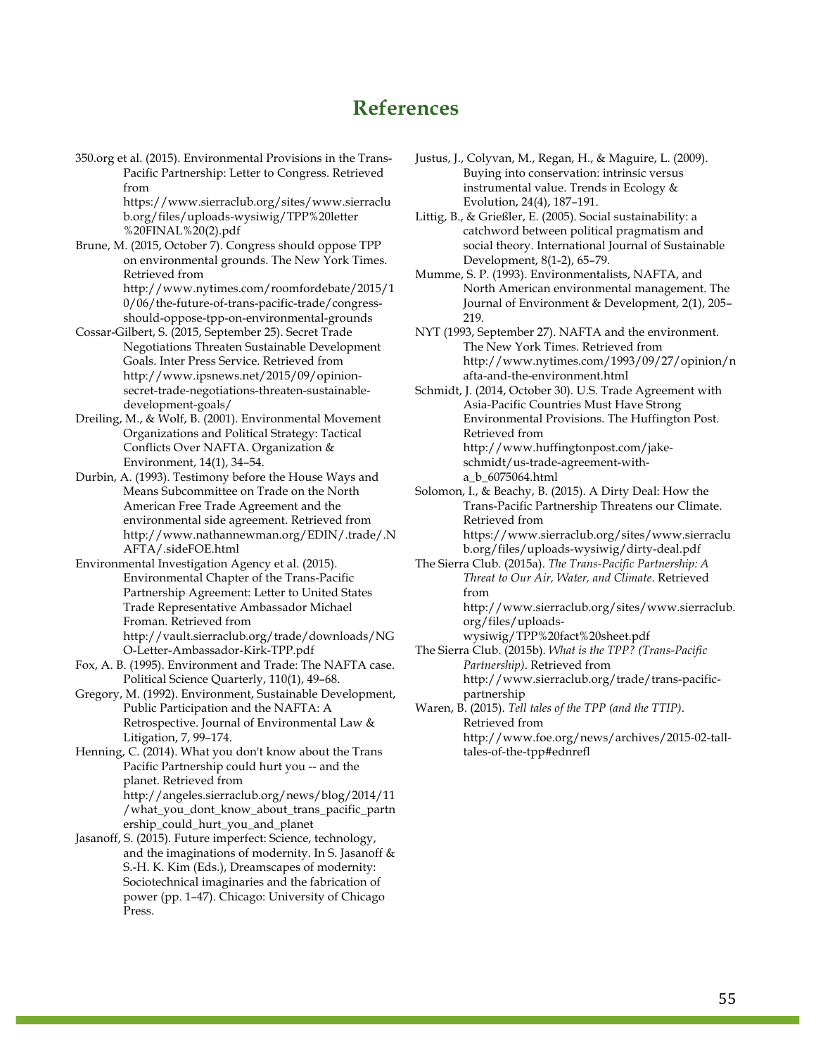# References

350.org et al. (2015). Environmental Provisions in the Trans-Pacific Partnership: Letter to Congress. Retrieved from https://www.sierraclub.org/sites/www.sierraclub.org/files/uploads-wysiwig/TPP%20letter%20FINAL%20(2).pdf

Brune, M. (2015, October 7). Congress should oppose TPP on environmental grounds. The New York Times. Retrieved from http://www.nytimes.com/roomfordebate/2015/10/06/the-future-of-trans-pacific-trade/congress-should-oppose-tpp-on-environmental-grounds

Cossar-Gilbert, S. (2015, September 25). Secret Trade Negotiations Threaten Sustainable Development Goals. Inter Press Service. Retrieved from http://www.ipsnews.net/2015/09/opinion-secret-trade-negotiations-threaten-sustainable-development-goals/

Dreiling, M., & Wolf, B. (2001). Environmental Movement Organizations and Political Strategy: Tactical Conflicts Over NAFTA. Organization & Environment, 14(1), 34–54.

Durbin, A. (1993). Testimony before the House Ways and Means Subcommittee on Trade on the North American Free Trade Agreement and the environmental side agreement. Retrieved from http://www.nathannewman.org/EDIN/.trade/.NAFTA/.sideFOE.html

Environmental Investigation Agency et al. (2015). Environmental Chapter of the Trans-Pacific Partnership Agreement: Letter to United States Trade Representative Ambassador Michael Froman. Retrieved from http://vault.sierraclub.org/trade/downloads/NGO-Letter-Ambassador-Kirk-TPP.pdf

Fox, A. B. (1995). Environment and Trade: The NAFTA case. Political Science Quarterly, 110(1), 49–68.

Gregory, M. (1992). Environment, Sustainable Development, Public Participation and the NAFTA: A Retrospective. Journal of Environmental Law & Litigation, 7, 99–174.

Henning, C. (2014). What you don't know about the Trans Pacific Partnership could hurt you -- and the planet. Retrieved from http://angeles.sierraclub.org/news/blog/2014/11/what_you_dont_know_about_trans_pacific_partnership_could_hurt_you_and_planet

Jasanoff, S. (2015). Future imperfect: Science, technology, and the imaginations of modernity. In S. Jasanoff & S.-H. K. Kim (Eds.), Dreamscapes of modernity: Sociotechnical imaginaries and the fabrication of power (pp. 1–47). Chicago: University of Chicago Press.

Justus, J., Colyvan, M., Regan, H., & Maguire, L. (2009). Buying into conservation: intrinsic versus instrumental value. Trends in Ecology & Evolution, 24(4), 187–191.

Littig, B., & Grießler, E. (2005). Social sustainability: a catchword between political pragmatism and social theory. International Journal of Sustainable Development, 8(1-2), 65–79.

Mumme, S. P. (1993). Environmentalists, NAFTA, and North American environmental management. The Journal of Environment & Development, 2(1), 205–219.

NYT (1993, September 27). NAFTA and the environment. The New York Times. Retrieved from http://www.nytimes.com/1993/09/27/opinion/nafta-and-the-environment.html

Schmidt, J. (2014, October 30). U.S. Trade Agreement with Asia-Pacific Countries Must Have Strong Environmental Provisions. The Huffington Post. Retrieved from http://www.huffingtonpost.com/jake-schmidt/us-trade-agreement-with-a_b_6075064.html

Solomon, I., & Beachy, B. (2015). A Dirty Deal: How the Trans-Pacific Partnership Threatens our Climate. Retrieved from https://www.sierraclub.org/sites/www.sierraclub.org/files/uploads-wysiwig/dirty-deal.pdf

The Sierra Club. (2015a). *The Trans-Pacific Partnership: A Threat to Our Air, Water, and Climate*. Retrieved from http://www.sierraclub.org/sites/www.sierraclub.org/files/uploads-wysiwig/TPP%20fact%20sheet.pdf

The Sierra Club. (2015b). *What is the TPP? (Trans-Pacific Partnership)*. Retrieved from http://www.sierraclub.org/trade/trans-pacific-partnership

Waren, B. (2015). *Tell tales of the TPP (and the TTIP)*. Retrieved from http://www.foe.org/news/archives/2015-02-tall-tales-of-the-tpp#ednrefl